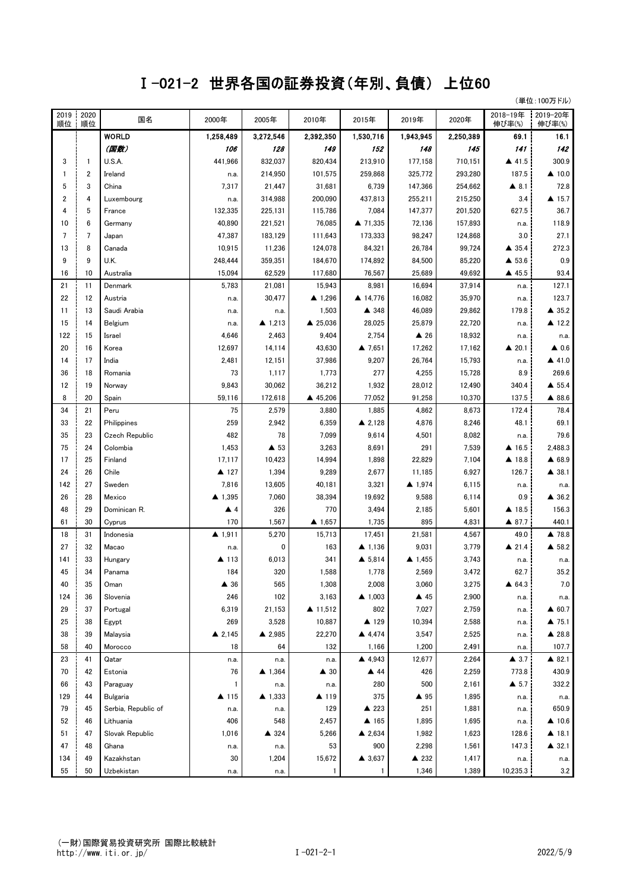# Ⅰ-021-2 世界各国の証券投資(年別、負債) 上位60

(単位:100万ドル)

| 2019順位 | 2020順位 | 国名 | 2000年 | 2005年 | 2010年 | 2015年 | 2019年 | 2020年 | 2018-19年伸び率(%) | 2019-20年伸び率(%) |
|---|---|---|---|---|---|---|---|---|---|---|
| | | **WORLD** | **1,258,489** | **3,272,546** | **2,392,350** | **1,530,716** | **1,943,945** | **2,250,389** | **69.1** | **16.1** |
| | | ***(国数)*** | ***106*** | ***128*** | ***149*** | ***152*** | ***148*** | ***145*** | ***141*** | ***142*** |
| 3 | 1 | U.S.A. | 441,966 | 832,037 | 820,434 | 213,910 | 177,158 | 710,151 | ▲ 41.5 | 300.9 |
| 1 | 2 | Ireland | n.a. | 214,950 | 101,575 | 259,868 | 325,772 | 293,280 | 187.5 | ▲ 10.0 |
| 5 | 3 | China | 7,317 | 21,447 | 31,681 | 6,739 | 147,366 | 254,662 | ▲ 8.1 | 72.8 |
| 2 | 4 | Luxembourg | n.a. | 314,988 | 200,090 | 437,813 | 255,211 | 215,250 | 3.4 | ▲ 15.7 |
| 4 | 5 | France | 132,335 | 225,131 | 115,786 | 7,084 | 147,377 | 201,520 | 627.5 | 36.7 |
| 10 | 6 | Germany | 40,890 | 221,521 | 76,085 | ▲ 71,335 | 72,136 | 157,893 | n.a. | 118.9 |
| 7 | 7 | Japan | 47,387 | 183,129 | 111,643 | 173,333 | 98,247 | 124,868 | 3.0 | 27.1 |
| 13 | 8 | Canada | 10,915 | 11,236 | 124,078 | 84,321 | 26,784 | 99,724 | ▲ 35.4 | 272.3 |
| 9 | 9 | U.K. | 248,444 | 359,351 | 184,670 | 174,892 | 84,500 | 85,220 | ▲ 53.6 | 0.9 |
| 16 | 10 | Australia | 15,094 | 62,529 | 117,680 | 76,567 | 25,689 | 49,692 | ▲ 45.5 | 93.4 |
| 21 | 11 | Denmark | 5,783 | 21,081 | 15,943 | 8,981 | 16,694 | 37,914 | n.a. | 127.1 |
| 22 | 12 | Austria | n.a. | 30,477 | ▲ 1,296 | ▲ 14,776 | 16,082 | 35,970 | n.a. | 123.7 |
| 11 | 13 | Saudi Arabia | n.a. | n.a. | 1,503 | ▲ 348 | 46,089 | 29,862 | 179.8 | ▲ 35.2 |
| 15 | 14 | Belgium | n.a. | ▲ 1,213 | ▲ 25,036 | 28,025 | 25,879 | 22,720 | n.a. | ▲ 12.2 |
| 122 | 15 | Israel | 4,646 | 2,463 | 9,404 | 2,754 | ▲ 26 | 18,932 | n.a. | n.a. |
| 20 | 16 | Korea | 12,697 | 14,114 | 43,630 | ▲ 7,651 | 17,262 | 17,162 | ▲ 20.1 | ▲ 0.6 |
| 14 | 17 | India | 2,481 | 12,151 | 37,986 | 9,207 | 26,764 | 15,793 | n.a. | ▲ 41.0 |
| 36 | 18 | Romania | 73 | 1,117 | 1,773 | 277 | 4,255 | 15,728 | 8.9 | 269.6 |
| 12 | 19 | Norway | 9,843 | 30,062 | 36,212 | 1,932 | 28,012 | 12,490 | 340.4 | ▲ 55.4 |
| 8 | 20 | Spain | 59,116 | 172,618 | ▲ 45,206 | 77,052 | 91,258 | 10,370 | 137.5 | ▲ 88.6 |
| 34 | 21 | Peru | 75 | 2,579 | 3,880 | 1,885 | 4,862 | 8,673 | 172.4 | 78.4 |
| 33 | 22 | Philippines | 259 | 2,942 | 6,359 | ▲ 2,128 | 4,876 | 8,246 | 48.1 | 69.1 |
| 35 | 23 | Czech Republic | 482 | 78 | 7,099 | 9,614 | 4,501 | 8,082 | n.a. | 79.6 |
| 75 | 24 | Colombia | 1,453 | ▲ 53 | 3,263 | 8,691 | 291 | 7,539 | ▲ 16.5 | 2,488.3 |
| 17 | 25 | Finland | 17,117 | 10,423 | 14,994 | 1,898 | 22,829 | 7,104 | ▲ 18.8 | ▲ 68.9 |
| 24 | 26 | Chile | ▲ 127 | 1,394 | 9,289 | 2,677 | 11,185 | 6,927 | 126.7 | ▲ 38.1 |
| 142 | 27 | Sweden | 7,816 | 13,605 | 40,181 | 3,321 | ▲ 1,974 | 6,115 | n.a. | n.a. |
| 26 | 28 | Mexico | ▲ 1,395 | 7,060 | 38,394 | 19,692 | 9,588 | 6,114 | 0.9 | ▲ 36.2 |
| 48 | 29 | Dominican R. | ▲ 4 | 326 | 770 | 3,494 | 2,185 | 5,601 | ▲ 18.5 | 156.3 |
| 61 | 30 | Cyprus | 170 | 1,567 | ▲ 1,657 | 1,735 | 895 | 4,831 | ▲ 87.7 | 440.1 |
| 18 | 31 | Indonesia | ▲ 1,911 | 5,270 | 15,713 | 17,451 | 21,581 | 4,567 | 49.0 | ▲ 78.8 |
| 27 | 32 | Macao | n.a. | 0 | 163 | ▲ 1,136 | 9,031 | 3,779 | ▲ 21.4 | ▲ 58.2 |
| 141 | 33 | Hungary | ▲ 113 | 6,013 | 341 | ▲ 5,814 | ▲ 1,455 | 3,743 | n.a. | n.a. |
| 45 | 34 | Panama | 184 | 320 | 1,588 | 1,778 | 2,569 | 3,472 | 62.7 | 35.2 |
| 40 | 35 | Oman | ▲ 36 | 565 | 1,308 | 2,008 | 3,060 | 3,275 | ▲ 64.3 | 7.0 |
| 124 | 36 | Slovenia | 246 | 102 | 3,163 | ▲ 1,003 | ▲ 45 | 2,900 | n.a. | n.a. |
| 29 | 37 | Portugal | 6,319 | 21,153 | ▲ 11,512 | 802 | 7,027 | 2,759 | n.a. | ▲ 60.7 |
| 25 | 38 | Egypt | 269 | 3,528 | 10,887 | ▲ 129 | 10,394 | 2,588 | n.a. | ▲ 75.1 |
| 38 | 39 | Malaysia | ▲ 2,145 | ▲ 2,985 | 22,270 | ▲ 4,474 | 3,547 | 2,525 | n.a. | ▲ 28.8 |
| 58 | 40 | Morocco | 18 | 64 | 132 | 1,166 | 1,200 | 2,491 | n.a. | 107.7 |
| 23 | 41 | Qatar | n.a. | n.a. | n.a. | ▲ 4,943 | 12,677 | 2,264 | ▲ 3.7 | ▲ 82.1 |
| 70 | 42 | Estonia | 76 | ▲ 1,364 | ▲ 30 | ▲ 44 | 426 | 2,259 | 773.8 | 430.9 |
| 66 | 43 | Paraguay | 1 | n.a. | n.a. | 280 | 500 | 2,161 | ▲ 5.7 | 332.2 |
| 129 | 44 | Bulgaria | ▲ 115 | ▲ 1,333 | ▲ 119 | 375 | ▲ 95 | 1,895 | n.a. | n.a. |
| 79 | 45 | Serbia, Republic of | n.a. | n.a. | 129 | ▲ 223 | 251 | 1,881 | n.a. | 650.9 |
| 52 | 46 | Lithuania | 406 | 548 | 2,457 | ▲ 165 | 1,895 | 1,695 | n.a. | ▲ 10.6 |
| 51 | 47 | Slovak Republic | 1,016 | ▲ 324 | 5,266 | ▲ 2,634 | 1,982 | 1,623 | 128.6 | ▲ 18.1 |
| 47 | 48 | Ghana | n.a. | n.a. | 53 | 900 | 2,298 | 1,561 | 147.3 | ▲ 32.1 |
| 134 | 49 | Kazakhstan | 30 | 1,204 | 15,672 | ▲ 3,637 | ▲ 232 | 1,417 | n.a. | n.a. |
| 55 | 50 | Uzbekistan | n.a. | n.a. | 1 | 1 | 1,346 | 1,389 | 10,235.3 | 3.2 |

(一財)国際貿易投資研究所 国際比較統計
http://www.iti.or.jp/

2022/5/9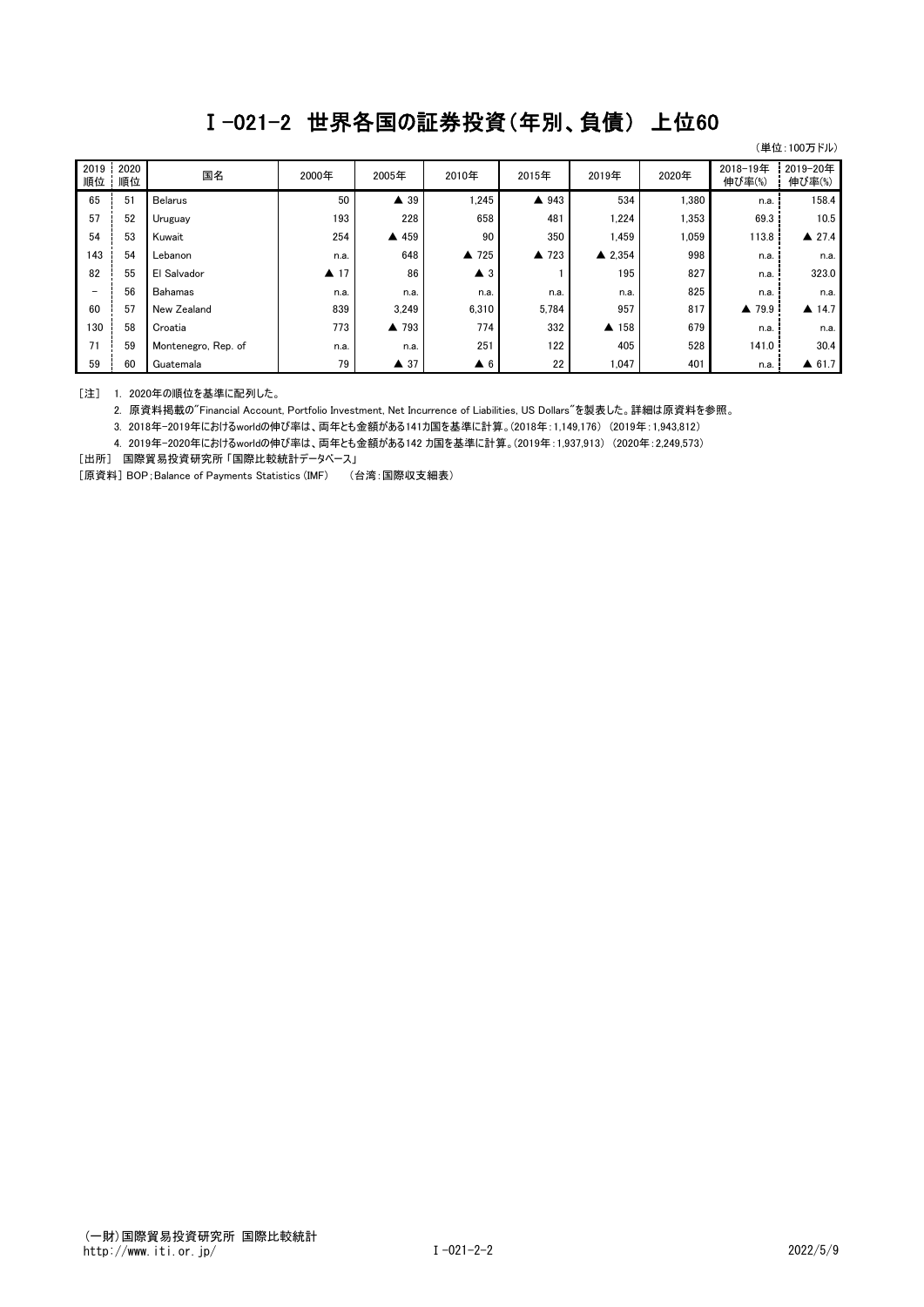# Ⅰ-021-2　世界各国の証券投資(年別、負債)　上位60

（単位：100万ドル）

| 2019順位 | 2020順位 | 国名 | 2000年 | 2005年 | 2010年 | 2015年 | 2019年 | 2020年 | 2018-19年伸び率(%) | 2019-20年伸び率(%) |
|---|---|---|---|---|---|---|---|---|---|---|
| 65 | 51 | Belarus | 50 | ▲ 39 | 1,245 | ▲ 943 | 534 | 1,380 | n.a. | 158.4 |
| 57 | 52 | Uruguay | 193 | 228 | 658 | 481 | 1,224 | 1,353 | 69.3 | 10.5 |
| 54 | 53 | Kuwait | 254 | ▲ 459 | 90 | 350 | 1,459 | 1,059 | 113.8 | ▲ 27.4 |
| 143 | 54 | Lebanon | n.a. | 648 | ▲ 725 | ▲ 723 | ▲ 2,354 | 998 | n.a. | n.a. |
| 82 | 55 | El Salvador | ▲ 17 | 86 | ▲ 3 | 1 | 195 | 827 | n.a. | 323.0 |
| － | 56 | Bahamas | n.a. | n.a. | n.a. | n.a. | n.a. | 825 | n.a. | n.a. |
| 60 | 57 | New Zealand | 839 | 3,249 | 6,310 | 5,784 | 957 | 817 | ▲ 79.9 | ▲ 14.7 |
| 130 | 58 | Croatia | 773 | ▲ 793 | 774 | 332 | ▲ 158 | 679 | n.a. | n.a. |
| 71 | 59 | Montenegro, Rep. of | n.a. | n.a. | 251 | 122 | 405 | 528 | 141.0 | 30.4 |
| 59 | 60 | Guatemala | 79 | ▲ 37 | ▲ 6 | 22 | 1,047 | 401 | n.a. | ▲ 61.7 |

［注］ 1. 2020年の順位を基準に配列した。

2. 原資料掲載の"Financial Account, Portfolio Investment, Net Incurrence of Liabilities, US Dollars"を製表した。詳細は原資料を参照。

3. 2018年-2019年におけるworldの伸び率は、両年とも金額がある141カ国を基準に計算。(2018年：1,149,176) (2019年：1,943,812)

4. 2019年-2020年におけるworldの伸び率は、両年とも金額がある142 カ国を基準に計算。(2019年：1,937,913) (2020年：2,249,573)

［出所］ 国際貿易投資研究所「国際比較統計データベース」

［原資料］ BOP;Balance of Payments Statistics (IMF)　（台湾：国際収支細表）

(一財)国際貿易投資研究所 国際比較統計
http://www.iti.or.jp/

2022/5/9